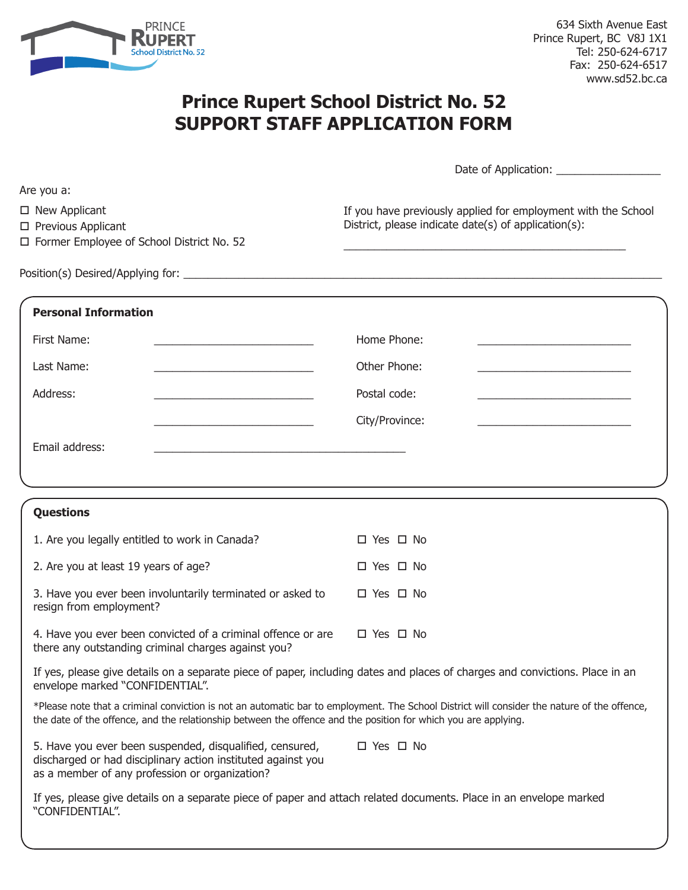PRINCE RUPERT School District No. 52

634 Sixth Avenue East
Prince Rupert, BC V8J 1X1
Tel: 250-624-6717
Fax: 250-624-6517
www.sd52.bc.ca

# Prince Rupert School District No. 52
# SUPPORT STAFF APPLICATION FORM

Date of Application: _________________

Are you a:

- ☐ New Applicant
- ☐ Previous Applicant
- ☐ Former Employee of School District No. 52

If you have previously applied for employment with the School District, please indicate date(s) of application(s):

_______________________________________________

Position(s) Desired/Applying for: ________________________________________________________________________________

## Personal Information

First Name: ___________________________ Home Phone: __________________________

Last Name: ___________________________ Other Phone: __________________________

Address: ___________________________ Postal code: __________________________

___________________________ City/Province: __________________________

Email address: __________________________________________

## Questions

1. Are you legally entitled to work in Canada? ☐ Yes ☐ No

2. Are you at least 19 years of age? ☐ Yes ☐ No

3. Have you ever been involuntarily terminated or asked to resign from employment? ☐ Yes ☐ No

4. Have you ever been convicted of a criminal offence or are there any outstanding criminal charges against you? ☐ Yes ☐ No

If yes, please give details on a separate piece of paper, including dates and places of charges and convictions. Place in an envelope marked "CONFIDENTIAL".

*Please note that a criminal conviction is not an automatic bar to employment. The School District will consider the nature of the offence, the date of the offence, and the relationship between the offence and the position for which you are applying.

5. Have you ever been suspended, disqualified, censured, discharged or had disciplinary action instituted against you as a member of any profession or organization? ☐ Yes ☐ No

If yes, please give details on a separate piece of paper and attach related documents. Place in an envelope marked "CONFIDENTIAL".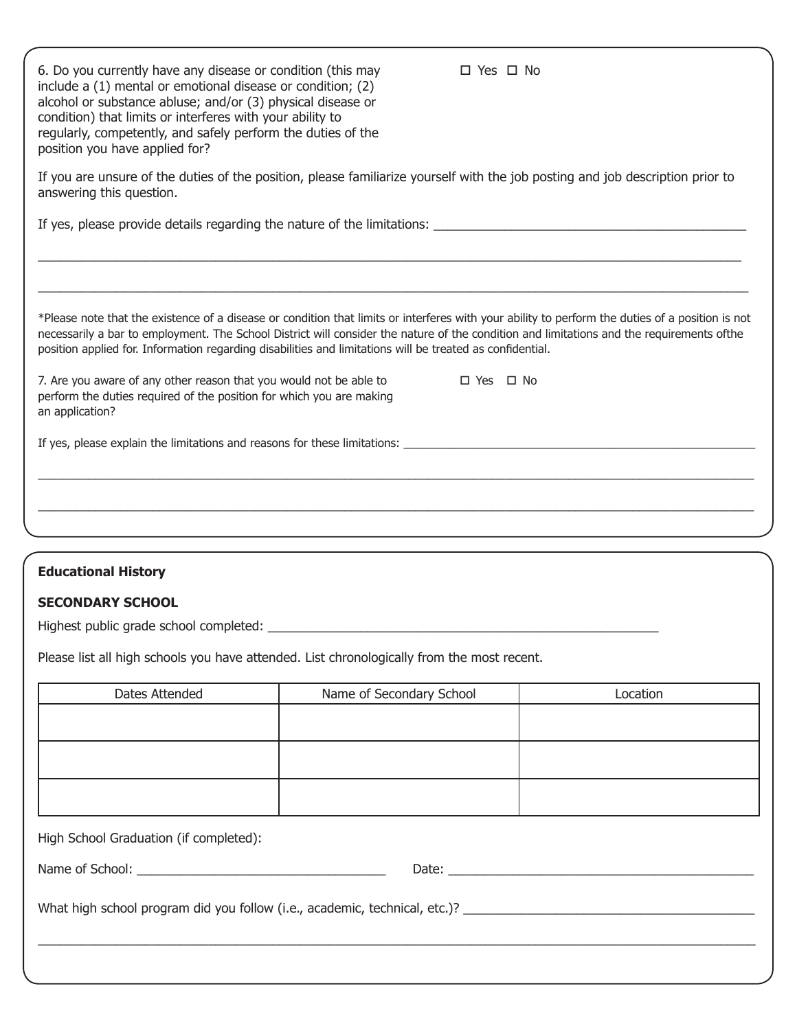6. Do you currently have any disease or condition (this may include a (1) mental or emotional disease or condition; (2) alcohol or substance abluse; and/or (3) physical disease or condition) that limits or interferes with your ability to regularly, competently, and safely perform the duties of the position you have applied for?

☐ Yes ☐ No

If you are unsure of the duties of the position, please familiarize yourself with the job posting and job description prior to answering this question.

If yes, please provide details regarding the nature of the limitations: ____________________________________________

______________________________________________________________________________________________________

______________________________________________________________________________________________________

*Please note that the existence of a disease or condition that limits or interferes with your ability to perform the duties of a position is not necessarily a bar to employment. The School District will consider the nature of the condition and limitations and the requirements ofthe position applied for. Information regarding disabilities and limitations will be treated as confidential.

7. Are you aware of any other reason that you would not be able to perform the duties required of the position for which you are making an application?

☐ Yes ☐ No

If yes, please explain the limitations and reasons for these limitations: ______________________________________________

______________________________________________________________________________________________________

______________________________________________________________________________________________________

**Educational History**

**SECONDARY SCHOOL**

Highest public grade school completed: ________________________________________________

Please list all high schools you have attended. List chronologically from the most recent.

| Dates Attended | Name of Secondary School | Location |
|---|---|---|
| | | |
| | | |
| | | |

High School Graduation (if completed):

Name of School: ________________________________ Date: ________________________________________

What high school program did you follow (i.e., academic, technical, etc.)? ________________________________________

______________________________________________________________________________________________________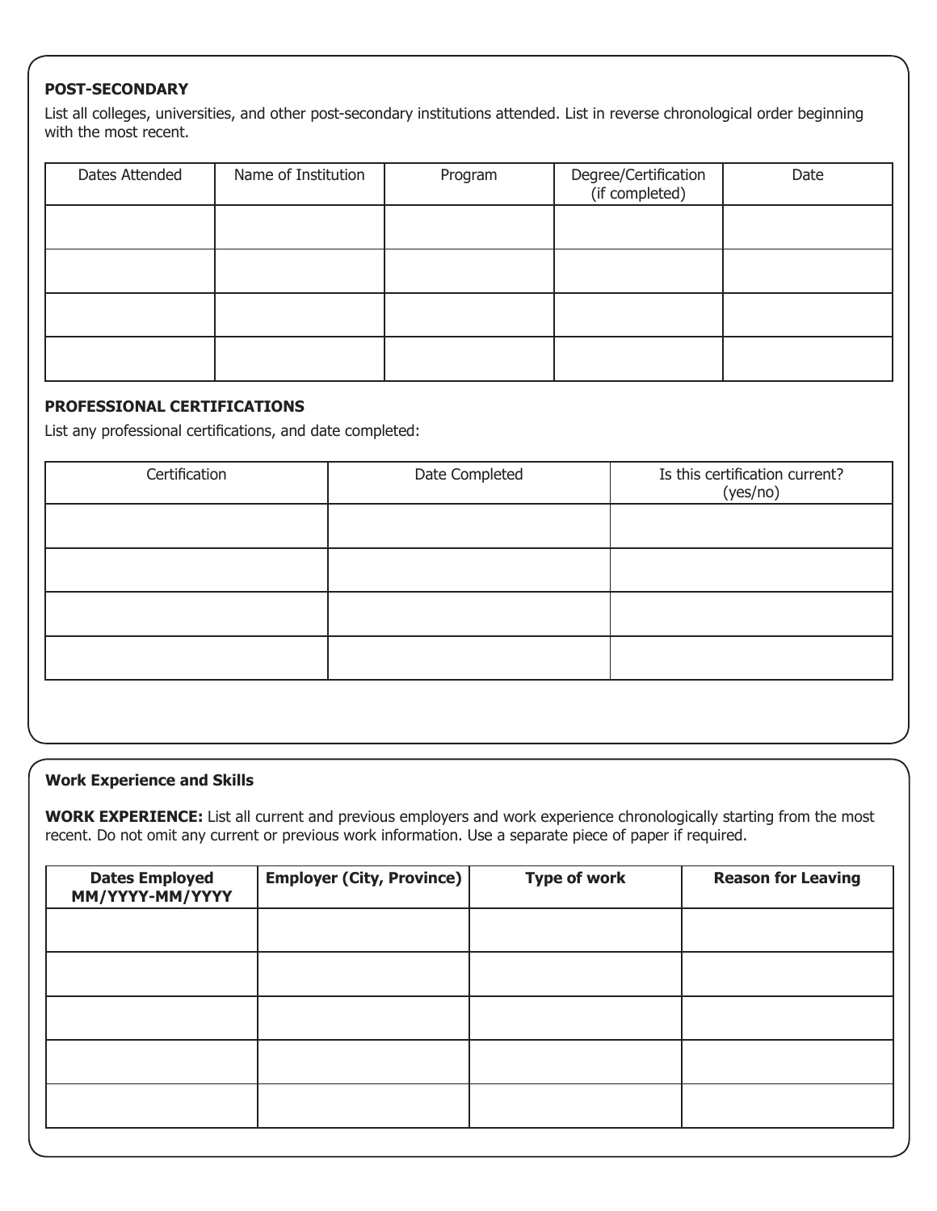### POST-SECONDARY

List all colleges, universities, and other post-secondary institutions attended. List in reverse chronological order beginning with the most recent.

| Dates Attended | Name of Institution | Program | Degree/Certification (if completed) | Date |
|---|---|---|---|---|
| | | | | |
| | | | | |
| | | | | |
| | | | | |

### PROFESSIONAL CERTIFICATIONS

List any professional certifications, and date completed:

| Certification | Date Completed | Is this certification current? (yes/no) |
|---|---|---|
| | | |
| | | |
| | | |
| | | |

### Work Experience and Skills

**WORK EXPERIENCE:** List all current and previous employers and work experience chronologically starting from the most recent. Do not omit any current or previous work information. Use a separate piece of paper if required.

| Dates Employed MM/YYYY-MM/YYYY | Employer (City, Province) | Type of work | Reason for Leaving |
|---|---|---|---|
| | | | |
| | | | |
| | | | |
| | | | |
| | | | |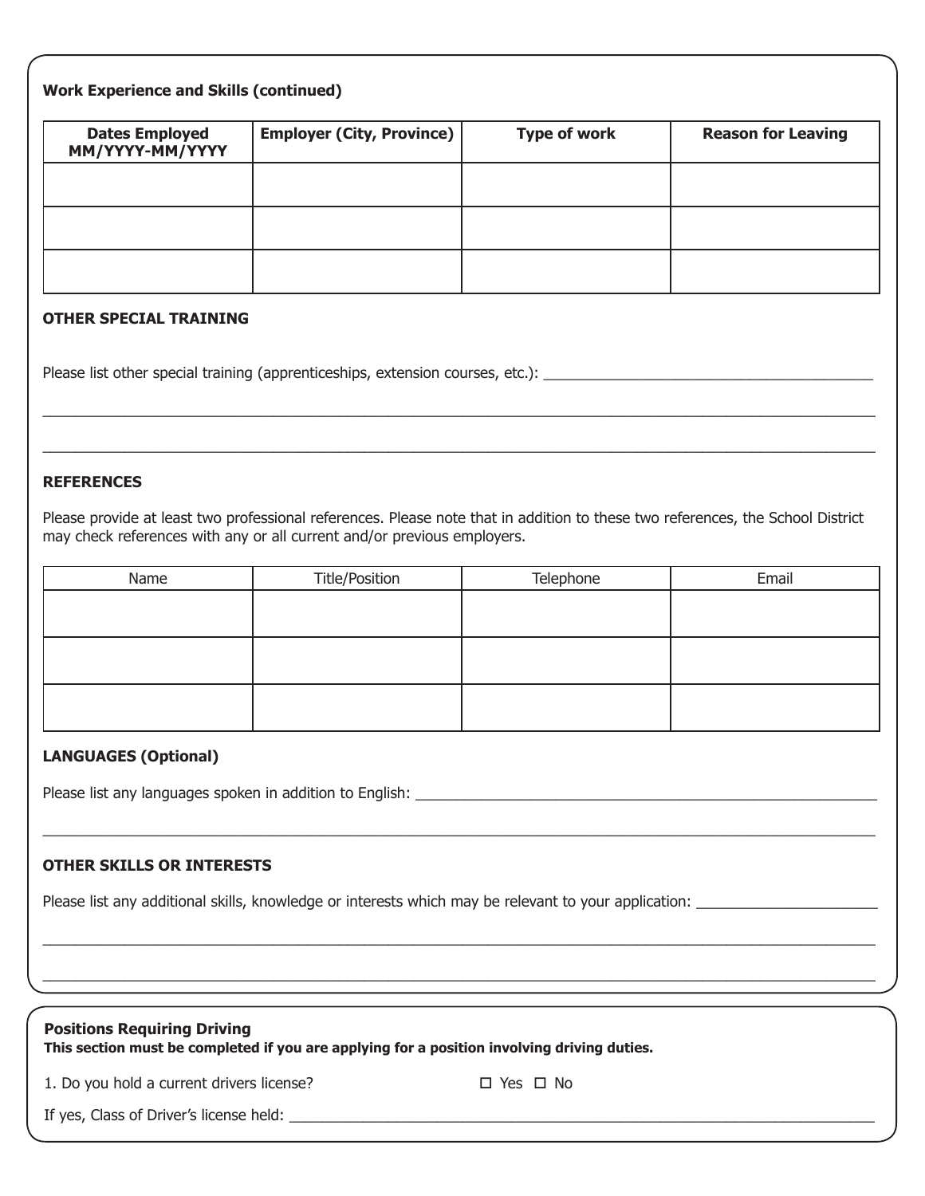**Work Experience and Skills (continued)**

| Dates Employed MM/YYYY-MM/YYYY | Employer (City, Province) | Type of work | Reason for Leaving |
|---|---|---|---|
| | | | |
| | | | |
| | | | |

### OTHER SPECIAL TRAINING

Please list other special training (apprenticeships, extension courses, etc.): ________________________________________

________________________________________________________________________________________________________

________________________________________________________________________________________________________

### REFERENCES

Please provide at least two professional references. Please note that in addition to these two references, the School District may check references with any or all current and/or previous employers.

| Name | Title/Position | Telephone | Email |
|---|---|---|---|
| | | | |
| | | | |
| | | | |

### LANGUAGES (Optional)

Please list any languages spoken in addition to English: ________________________________________________________

________________________________________________________________________________________________________

### OTHER SKILLS OR INTERESTS

Please list any additional skills, knowledge or interests which may be relevant to your application: ______________________

________________________________________________________________________________________________________

________________________________________________________________________________________________________

### Positions Requiring Driving

**This section must be completed if you are applying for a position involving driving duties.**

1. Do you hold a current drivers license? ☐ Yes ☐ No

If yes, Class of Driver's license held: ________________________________________________________________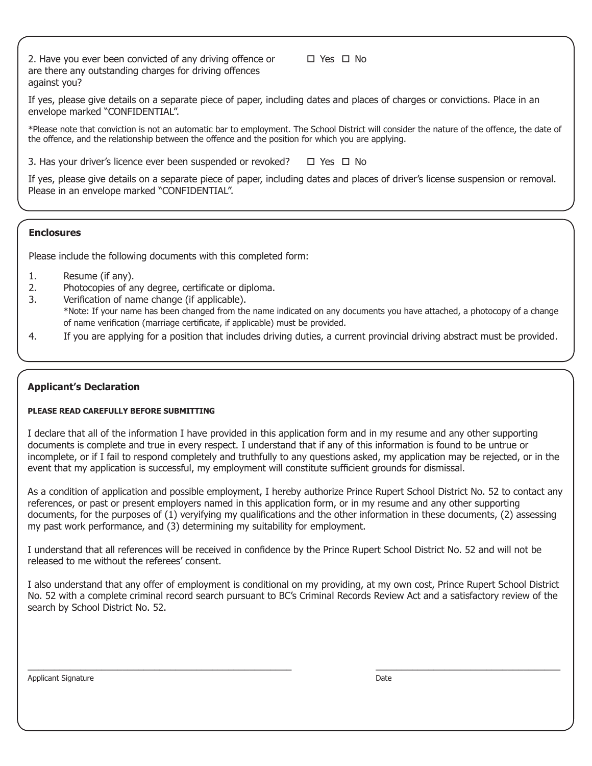2. Have you ever been convicted of any driving offence or are there any outstanding charges for driving offences against you? ☐ Yes ☐ No

If yes, please give details on a separate piece of paper, including dates and places of charges or convictions. Place in an envelope marked "CONFIDENTIAL".

*Please note that conviction is not an automatic bar to employment. The School District will consider the nature of the offence, the date of the offence, and the relationship between the offence and the position for which you are applying.

3. Has your driver's licence ever been suspended or revoked? ☐ Yes ☐ No

If yes, please give details on a separate piece of paper, including dates and places of driver's license suspension or removal. Please in an envelope marked "CONFIDENTIAL".

**Enclosures**

Please include the following documents with this completed form:

1. Resume (if any).
2. Photocopies of any degree, certificate or diploma.
3. Verification of name change (if applicable).
   *Note: If your name has been changed from the name indicated on any documents you have attached, a photocopy of a change of name verification (marriage certificate, if applicable) must be provided.
4. If you are applying for a position that includes driving duties, a current provincial driving abstract must be provided.

**Applicant's Declaration**

**PLEASE READ CAREFULLY BEFORE SUBMITTING**

I declare that all of the information I have provided in this application form and in my resume and any other supporting documents is complete and true in every respect. I understand that if any of this information is found to be untrue or incomplete, or if I fail to respond completely and truthfully to any questions asked, my application may be rejected, or in the event that my application is successful, my employment will constitute sufficient grounds for dismissal.

As a condition of application and possible employment, I hereby authorize Prince Rupert School District No. 52 to contact any references, or past or present employers named in this application form, or in my resume and any other supporting documents, for the purposes of (1) veryifying my qualifications and the other information in these documents, (2) assessing my past work performance, and (3) determining my suitability for employment.

I understand that all references will be received in confidence by the Prince Rupert School District No. 52 and will not be released to me without the referees' consent.

I also understand that any offer of employment is conditional on my providing, at my own cost, Prince Rupert School District No. 52 with a complete criminal record search pursuant to BC's Criminal Records Review Act and a satisfactory review of the search by School District No. 52.

_______________________________________ &nbsp;&nbsp;&nbsp;&nbsp; _______________________________

Applicant Signature &nbsp;&nbsp;&nbsp;&nbsp; Date